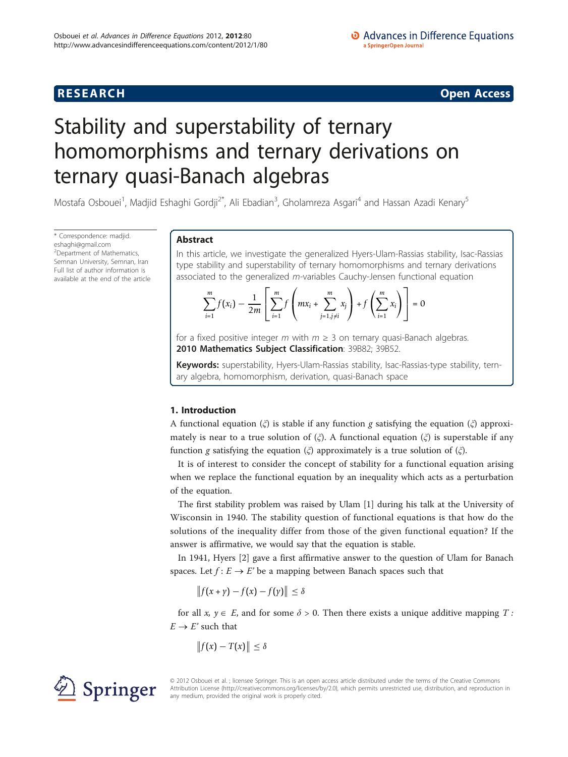**RESEARCH** **Open Access**

# Stability and superstability of ternary homomorphisms and ternary derivations on ternary quasi-Banach algebras

Mostafa Osbouei[1], Madjid Eshaghi Gordji[2*], Ali Ebadian[3], Gholamreza Asgari[4] and Hassan Azadi Kenary[5]

\* Correspondence: madjid.eshaghi@gmail.com
[2]Department of Mathematics, Semnan University, Semnan, Iran
Full list of author information is available at the end of the article

## Abstract

In this article, we investigate the generalized Hyers-Ulam-Rassias stability, Isac-Rassias type stability and superstability of ternary homomorphisms and ternary derivations associated to the generalized $m$-variables Cauchy-Jensen functional equation

$$\sum_{i=1}^{m} f(x_i) - \frac{1}{2m}\left[\sum_{i=1}^{m} f\left(mx_i + \sum_{j=1, j\neq i}^{m} x_j\right) + f\left(\sum_{i=1}^{m} x_i\right)\right] = 0$$

for a fixed positive integer $m$ with $m \geq 3$ on ternary quasi-Banach algebras.

**2010 Mathematics Subject Classification**: 39B82; 39B52.

**Keywords:** superstability, Hyers-Ulam-Rassias stability, Isac-Rassias-type stability, ternary algebra, homomorphism, derivation, quasi-Banach space

## 1. Introduction

A functional equation ($\xi$) is stable if any function $g$ satisfying the equation ($\xi$) approximately is near to a true solution of ($\xi$). A functional equation ($\xi$) is superstable if any function $g$ satisfying the equation ($\xi$) approximately is a true solution of ($\xi$).

It is of interest to consider the concept of stability for a functional equation arising when we replace the functional equation by an inequality which acts as a perturbation of the equation.

The first stability problem was raised by Ulam [1] during his talk at the University of Wisconsin in 1940. The stability question of functional equations is that how do the solutions of the inequality differ from those of the given functional equation? If the answer is affirmative, we would say that the equation is stable.

In 1941, Hyers [2] gave a first affirmative answer to the question of Ulam for Banach spaces. Let $f: E \to E'$ be a mapping between Banach spaces such that

$$\|f(x+y) - f(x) - f(y)\| \leq \delta$$

for all $x, y \in E$, and for some $\delta > 0$. Then there exists a unique additive mapping $T: E \to E'$ such that

$$\|f(x) - T(x)\| \leq \delta$$

© 2012 Osbouei et al.; licensee Springer. This is an open access article distributed under the terms of the Creative Commons Attribution License (http://creativecommons.org/licenses/by/2.0), which permits unrestricted use, distribution, and reproduction in any medium, provided the original work is properly cited.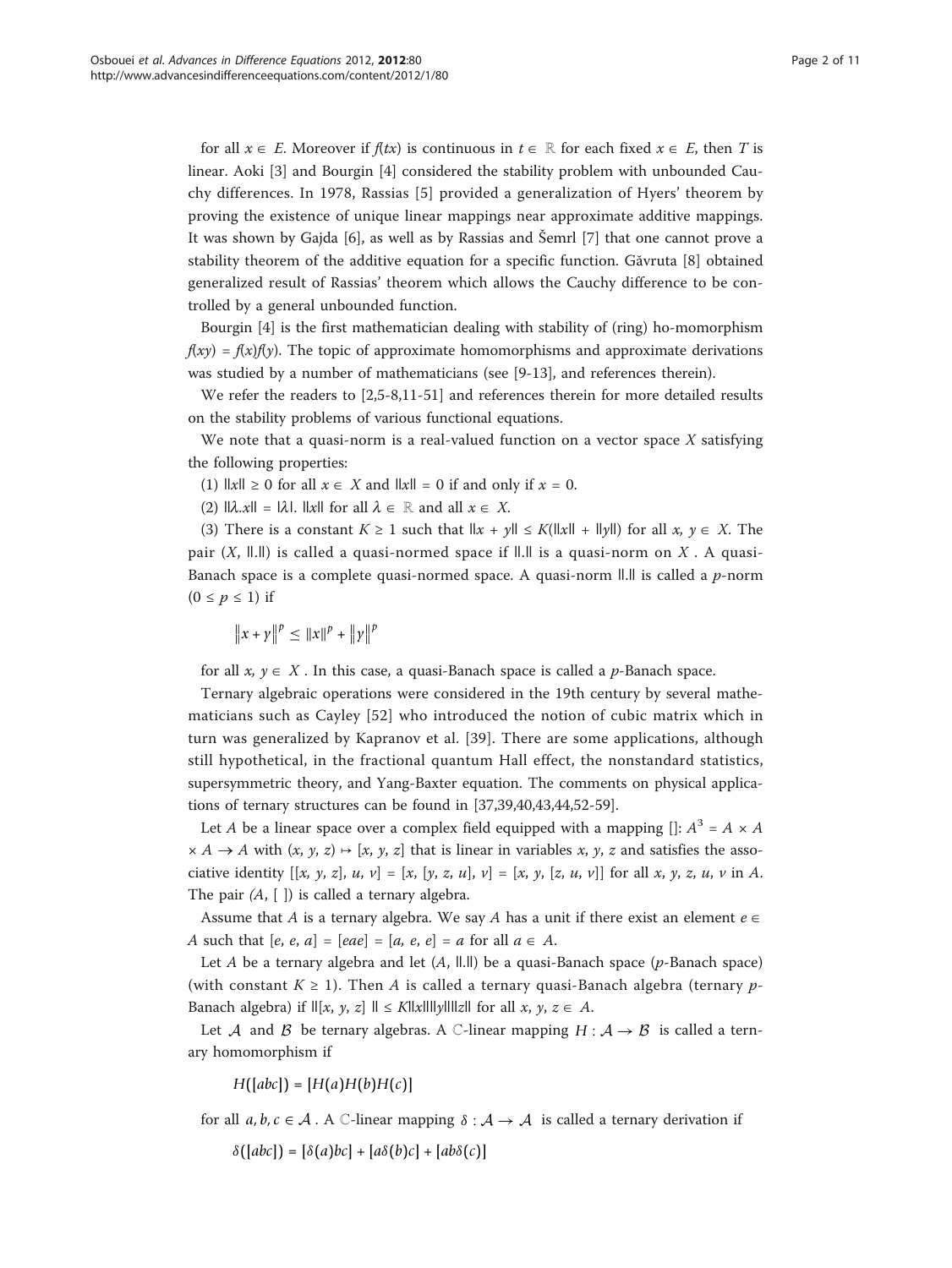for all $x \in E$. Moreover if $f(tx)$ is continuous in $t \in \mathbb{R}$ for each fixed $x \in E$, then $T$ is linear. Aoki [3] and Bourgin [4] considered the stability problem with unbounded Cauchy differences. In 1978, Rassias [5] provided a generalization of Hyers' theorem by proving the existence of unique linear mappings near approximate additive mappings. It was shown by Gajda [6], as well as by Rassias and Šemrl [7] that one cannot prove a stability theorem of the additive equation for a specific function. Gǎvruta [8] obtained generalized result of Rassias' theorem which allows the Cauchy difference to be controlled by a general unbounded function.

Bourgin [4] is the first mathematician dealing with stability of (ring) ho-momorphism $f(xy) = f(x)f(y)$. The topic of approximate homomorphisms and approximate derivations was studied by a number of mathematicians (see [9-13], and references therein).

We refer the readers to [2,5-8,11-51] and references therein for more detailed results on the stability problems of various functional equations.

We note that a quasi-norm is a real-valued function on a vector space $X$ satisfying the following properties:

(1) $\|x\| \geq 0$ for all $x \in X$ and $\|x\| = 0$ if and only if $x = 0$.

(2) $\|\lambda.x\| = |\lambda|.\ \|x\|$ for all $\lambda \in \mathbb{R}$ and all $x \in X$.

(3) There is a constant $K \geq 1$ such that $\|x + y\| \leq K(\|x\| + \|y\|)$ for all $x, y \in X$. The pair $(X, \|.\|)$ is called a quasi-normed space if $\|.\|$ is a quasi-norm on $X$ . A quasi-Banach space is a complete quasi-normed space. A quasi-norm $\|.\|$ is called a $p$-norm $(0 \leq p \leq 1)$ if

$$\|x + y\|^p \leq \|x\|^p + \|y\|^p$$

for all $x, y \in X$ . In this case, a quasi-Banach space is called a $p$-Banach space.

Ternary algebraic operations were considered in the 19th century by several mathematicians such as Cayley [52] who introduced the notion of cubic matrix which in turn was generalized by Kapranov et al. [39]. There are some applications, although still hypothetical, in the fractional quantum Hall effect, the nonstandard statistics, supersymmetric theory, and Yang-Baxter equation. The comments on physical applications of ternary structures can be found in [37,39,40,43,44,52-59].

Let $A$ be a linear space over a complex field equipped with a mapping $[]: A^3 = A \times A \times A \to A$ with $(x, y, z) \mapsto [x, y, z]$ that is linear in variables $x, y, z$ and satisfies the associative identity $[[x, y, z], u, v] = [x, [y, z, u], v] = [x, y, [z, u, v]]$ for all $x, y, z, u, v$ in $A$. The pair $(A, [\ ])$ is called a ternary algebra.

Assume that $A$ is a ternary algebra. We say $A$ has a unit if there exist an element $e \in A$ such that $[e, e, a] = [eae] = [a, e, e] = a$ for all $a \in A$.

Let $A$ be a ternary algebra and let $(A, \|.\|)$ be a quasi-Banach space ($p$-Banach space) (with constant $K \geq 1$). Then $A$ is called a ternary quasi-Banach algebra (ternary $p$-Banach algebra) if $\|[x, y, z]\| \leq K\|x\|\|y\|\|z\|$ for all $x, y, z \in A$.

Let $\mathcal{A}$ and $\mathcal{B}$ be ternary algebras. A $\mathbb{C}$-linear mapping $H : \mathcal{A} \to \mathcal{B}$ is called a ternary homomorphism if

$$H([abc]) = [H(a)H(b)H(c)]$$

for all $a, b, c \in \mathcal{A}$ . A $\mathbb{C}$-linear mapping $\delta : \mathcal{A} \to \mathcal{A}$ is called a ternary derivation if

$$\delta([abc]) = [\delta(a)bc] + [a\delta(b)c] + [ab\delta(c)]$$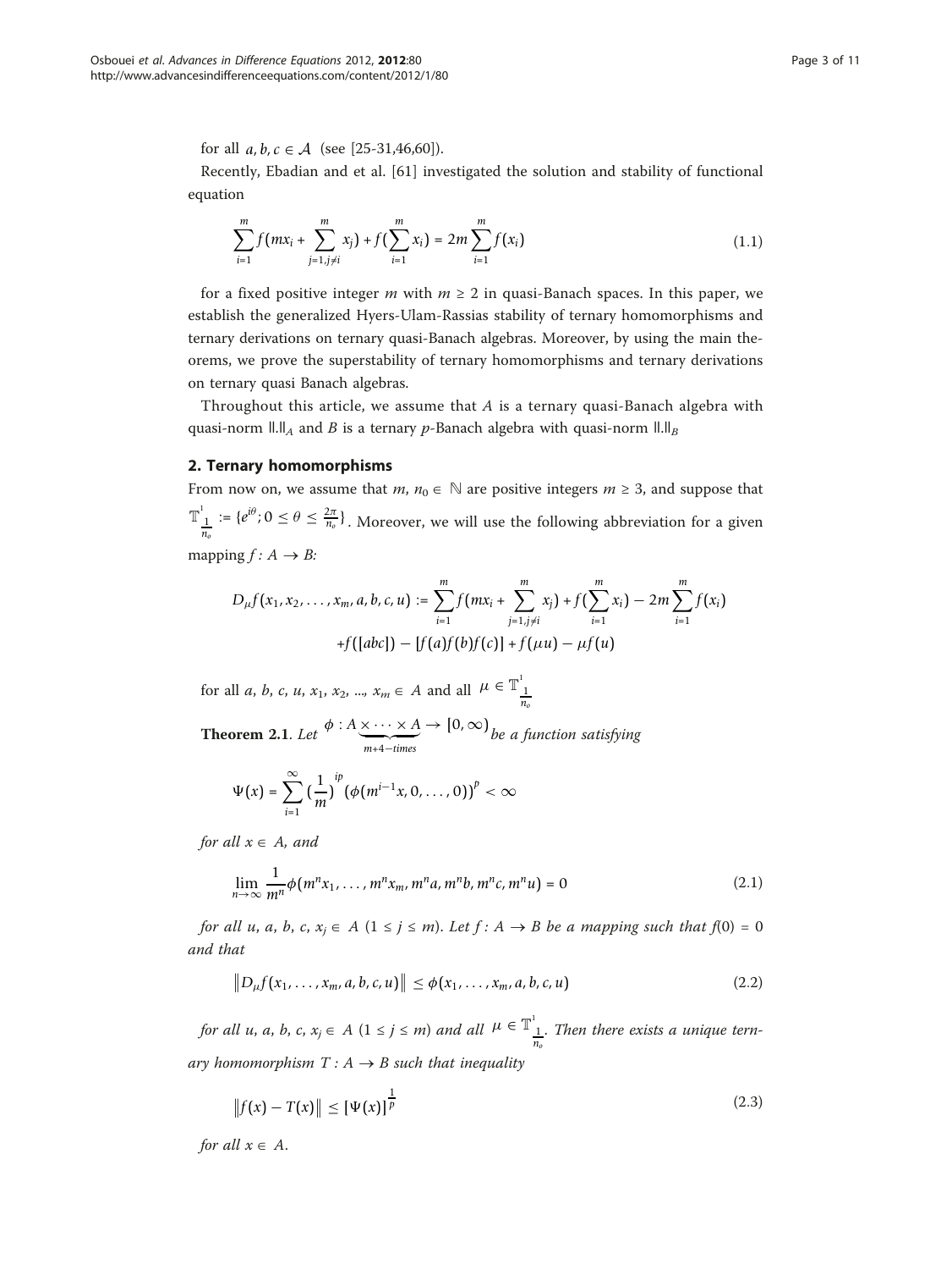for all $a, b, c \in \mathcal{A}$ (see [25-31,46,60]).

Recently, Ebadian and et al. [61] investigated the solution and stability of functional equation

$$\sum_{i=1}^{m} f(mx_i + \sum_{j=1, j\neq i}^{m} x_j) + f(\sum_{i=1}^{m} x_i) = 2m \sum_{i=1}^{m} f(x_i) \tag{1.1}$$

for a fixed positive integer $m$ with $m \geq 2$ in quasi-Banach spaces. In this paper, we establish the generalized Hyers-Ulam-Rassias stability of ternary homomorphisms and ternary derivations on ternary quasi-Banach algebras. Moreover, by using the main theorems, we prove the superstability of ternary homomorphisms and ternary derivations on ternary quasi Banach algebras.

Throughout this article, we assume that $A$ is a ternary quasi-Banach algebra with quasi-norm $\|.\|_A$ and $B$ is a ternary $p$-Banach algebra with quasi-norm $\|.\|_B$

## 2. Ternary homomorphisms

From now on, we assume that $m, n_0 \in \mathbb{N}$ are positive integers $m \geq 3$, and suppose that $\mathbb{T}^1_{\frac{1}{n_o}} := \{e^{i\theta}; 0 \leq \theta \leq \frac{2\pi}{n_o}\}$. Moreover, we will use the following abbreviation for a given mapping $f : A \to B$:

$$D_\mu f(x_1, x_2, \ldots, x_m, a, b, c, u) := \sum_{i=1}^{m} f(mx_i + \sum_{j=1, j\neq i}^{m} x_j) + f(\sum_{i=1}^{m} x_i) - 2m \sum_{i=1}^{m} f(x_i)$$
$$+ f([abc]) - [f(a)f(b)f(c)] + f(\mu u) - \mu f(u)$$

for all $a, b, c, u, x_1, x_2, \ldots, x_m \in A$ and all $\mu \in \mathbb{T}^1_{\frac{1}{n_o}}$

**Theorem 2.1**. *Let* $\phi : \underbrace{A \times \cdots \times A}_{m+4-times} \to [0, \infty)$ *be a function satisfying*

$$\Psi(x) = \sum_{i=1}^{\infty} \left(\frac{1}{m}\right)^{ip} (\phi(m^{i-1}x, 0, \ldots, 0))^p < \infty$$

*for all* $x \in A$, *and*

$$\lim_{n\to\infty} \frac{1}{m^n} \phi(m^n x_1, \ldots, m^n x_m, m^n a, m^n b, m^n c, m^n u) = 0 \tag{2.1}$$

*for all* $u, a, b, c, x_j \in A$ $(1 \leq j \leq m)$. *Let* $f : A \to B$ *be a mapping such that* $f(0) = 0$ *and that*

$$\|D_\mu f(x_1, \ldots, x_m, a, b, c, u)\| \leq \phi(x_1, \ldots, x_m, a, b, c, u) \tag{2.2}$$

*for all* $u, a, b, c, x_j \in A$ $(1 \leq j \leq m)$ *and all* $\mu \in \mathbb{T}^1_{\frac{1}{n_o}}$. *Then there exists a unique ternary homomorphism* $T : A \to B$ *such that inequality*

$$\|f(x) - T(x)\| \leq [\Psi(x)]^{\frac{1}{p}} \tag{2.3}$$

*for all* $x \in A$.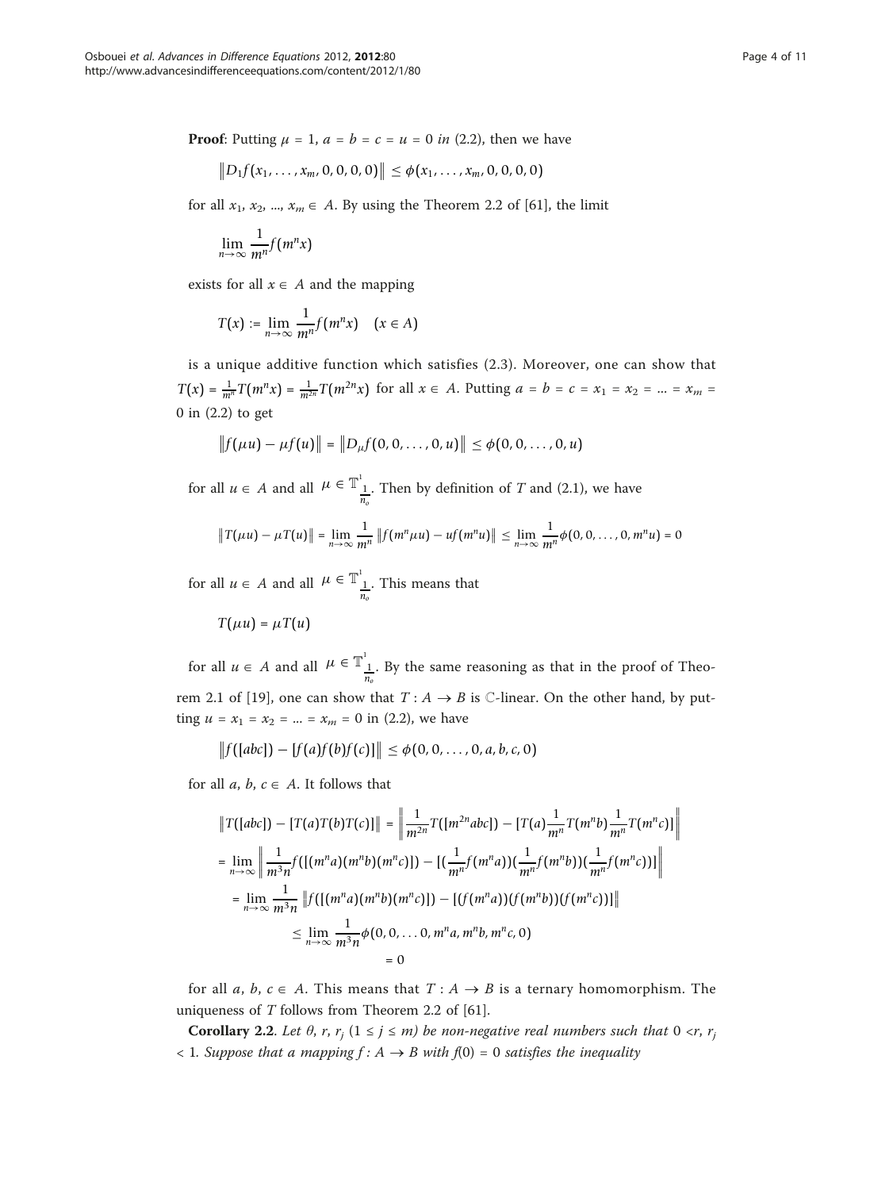**Proof**: Putting $\mu = 1$, $a = b = c = u = 0$ *in* (2.2), then we have

$$\left\|D_1 f(x_1, \ldots, x_m, 0, 0, 0, 0)\right\| \leq \phi(x_1, \ldots, x_m, 0, 0, 0, 0)$$

for all $x_1, x_2, ..., x_m \in A$. By using the Theorem 2.2 of [61], the limit

$$\lim_{n\to\infty} \frac{1}{m^n} f(m^n x)$$

exists for all $x \in A$ and the mapping

$$T(x) := \lim_{n\to\infty} \frac{1}{m^n} f(m^n x) \quad (x \in A)$$

is a unique additive function which satisfies (2.3). Moreover, one can show that $T(x) = \frac{1}{m^n} T(m^n x) = \frac{1}{m^{2n}} T(m^{2n} x)$ for all $x \in A$. Putting $a = b = c = x_1 = x_2 = ... = x_m = 0$ in (2.2) to get

$$\left\|f(\mu u) - \mu f(u)\right\| = \left\|D_\mu f(0, 0, \ldots, 0, u)\right\| \leq \phi(0, 0, \ldots, 0, u)$$

for all $u \in A$ and all $\mu \in \mathbb{T}^1_{\frac{1}{n_o}}$. Then by definition of $T$ and (2.1), we have

$$\left\|T(\mu u) - \mu T(u)\right\| = \lim_{n\to\infty} \frac{1}{m^n} \left\|f(m^n \mu u) - uf(m^n u)\right\| \leq \lim_{n\to\infty} \frac{1}{m^n} \phi(0, 0, \ldots, 0, m^n u) = 0$$

for all $u \in A$ and all $\mu \in \mathbb{T}^1_{\frac{1}{n_o}}$. This means that

$$T(\mu u) = \mu T(u)$$

for all $u \in A$ and all $\mu \in \mathbb{T}^1_{\frac{1}{n_o}}$. By the same reasoning as that in the proof of Theorem 2.1 of [19], one can show that $T : A \to B$ is $\mathbb{C}$-linear. On the other hand, by putting $u = x_1 = x_2 = ... = x_m = 0$ in (2.2), we have

$$\left\|f([abc]) - [f(a)f(b)f(c)]\right\| \leq \phi(0, 0, \ldots, 0, a, b, c, 0)$$

for all $a, b, c \in A$. It follows that

$$\begin{aligned}
\left\|T([abc]) - [T(a)T(b)T(c)]\right\| &= \left\|\frac{1}{m^{2n}} T([m^{2n} abc]) - [T(a)\frac{1}{m^n} T(m^n b)\frac{1}{m^n} T(m^n c)]\right\| \\
&= \lim_{n\to\infty} \left\|\frac{1}{m^3 n} f([(m^n a)(m^n b)(m^n c)]) - [(\frac{1}{m^n} f(m^n a))(\frac{1}{m^n} f(m^n b))(\frac{1}{m^n} f(m^n c))]\right\| \\
&= \lim_{n\to\infty} \frac{1}{m^3 n} \left\|f([(m^n a)(m^n b)(m^n c)]) - [(f(m^n a))(f(m^n b))(f(m^n c))]\right\| \\
&\leq \lim_{n\to\infty} \frac{1}{m^3 n} \phi(0, 0, \ldots 0, m^n a, m^n b, m^n c, 0) \\
&= 0
\end{aligned}$$

for all $a, b, c \in A$. This means that $T : A \to B$ is a ternary homomorphism. The uniqueness of $T$ follows from Theorem 2.2 of [61].

**Corollary 2.2**. *Let $\theta$, $r$, $r_j$ ($1 \leq j \leq m$) be non-negative real numbers such that $0 < r$, $r_j < 1$. Suppose that a mapping $f : A \to B$ with $f(0) = 0$ satisfies the inequality*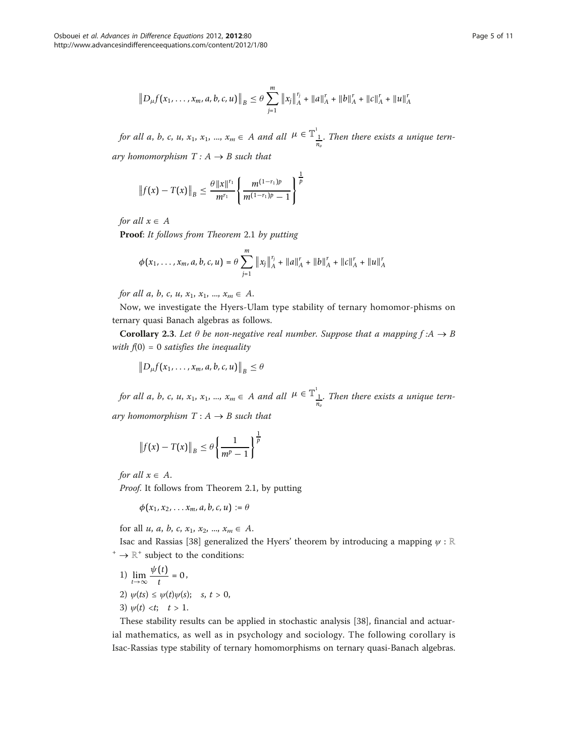$$\left\|D_\mu f(x_1,\ldots,x_m,a,b,c,u)\right\|_B \le \theta \sum_{j=1}^{m} \left\|x_j\right\|_A^{r_j} + \|a\|_A^r + \|b\|_A^r + \|c\|_A^r + \|u\|_A^r$$

*for all* $a, b, c, u, x_1, x_1, \ldots, x_m \in A$ *and all* $\mu \in \mathbb{T}^1_{\frac{1}{n_o}}$. *Then there exists a unique ternary homomorphism* $T : A \to B$ *such that*

$$\left\|f(x) - T(x)\right\|_B \le \frac{\theta \|x\|^{r_1}}{m^{r_1}} \left\{ \frac{m^{(1-r_1)p}}{m^{(1-r_1)p} - 1} \right\}^{\frac{1}{p}}$$

*for all* $x \in A$

**Proof**: *It follows from Theorem* 2.1 *by putting*

$$\phi(x_1,\ldots,x_m,a,b,c,u) = \theta \sum_{j=1}^{m} \left\|x_j\right\|_A^{r_j} + \|a\|_A^r + \|b\|_A^r + \|c\|_A^r + \|u\|_A^r$$

*for all* $a, b, c, u, x_1, x_1, \ldots, x_m \in A$.

Now, we investigate the Hyers-Ulam type stability of ternary homomor-phisms on ternary quasi Banach algebras as follows.

**Corollary 2.3**. *Let* $\theta$ *be non-negative real number. Suppose that a mapping* $f : A \to B$ *with* $f(0) = 0$ *satisfies the inequality*

$$\left\|D_\mu f(x_1,\ldots,x_m,a,b,c,u)\right\|_B \le \theta$$

*for all* $a, b, c, u, x_1, x_1, \ldots, x_m \in A$ *and all* $\mu \in \mathbb{T}^1_{\frac{1}{n_o}}$. *Then there exists a unique ternary homomorphism* $T : A \to B$ *such that*

$$\left\|f(x) - T(x)\right\|_B \le \theta \left\{ \frac{1}{m^p - 1} \right\}^{\frac{1}{p}}$$

*for all* $x \in A$.

*Proof*. It follows from Theorem 2.1, by putting

$$\phi(x_1, x_2, \ldots x_m, a, b, c, u) := \theta$$

for all $u, a, b, c, x_1, x_2, \ldots, x_m \in A$.

Isac and Rassias [38] generalized the Hyers' theorem by introducing a mapping $\psi : \mathbb{R}^+ \to \mathbb{R}^+$ subject to the conditions:

1) $\lim_{t\to\infty} \frac{\psi(t)}{t} = 0$,
2) $\psi(ts) \le \psi(t)\psi(s); \quad s, t > 0$,
3) $\psi(t) < t; \quad t > 1$.

These stability results can be applied in stochastic analysis [38], financial and actuarial mathematics, as well as in psychology and sociology. The following corollary is Isac-Rassias type stability of ternary homomorphisms on ternary quasi-Banach algebras.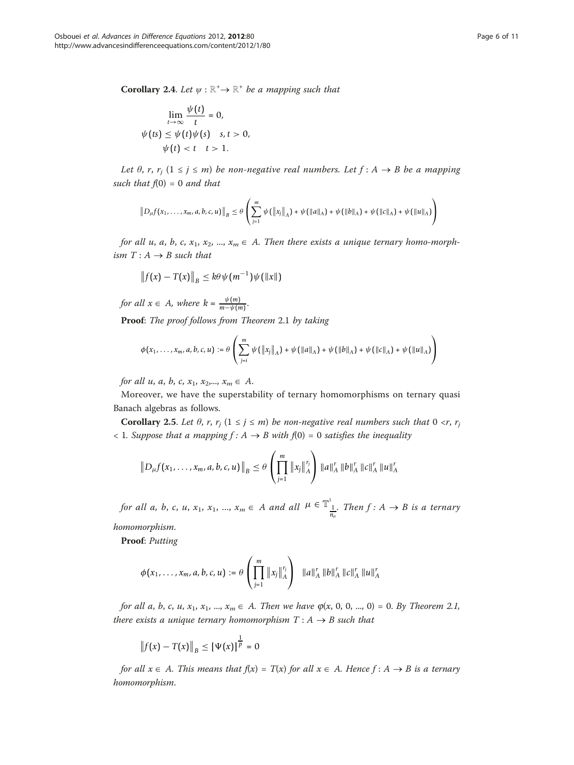**Corollary 2.4**. *Let $\psi : \mathbb{R}^{+}\to \mathbb{R}^{+}$ be a mapping such that*

$$\lim_{t\to\infty} \frac{\psi(t)}{t} = 0,$$
$$\psi(ts) \le \psi(t)\psi(s) \quad s, t > 0,$$
$$\psi(t) < t \quad t > 1.$$

*Let $\theta$, $r$, $r_j$ $(1 \le j \le m)$ be non-negative real numbers. Let $f : A \to B$ be a mapping such that $f(0) = 0$ and that*

$$\left\|D_{\mu}f(x_1, \ldots, x_m, a, b, c, u)\right\|_B \le \theta \left( \sum_{j=1}^{m} \psi(\|x_j\|_A) + \psi(\|a\|_A) + \psi(\|b\|_A) + \psi(\|c\|_A) + \psi(\|u\|_A) \right)$$

*for all $u, a, b, c, x_1, x_2, \ldots, x_m \in A$. Then there exists a unique ternary homo-morphism $T : A \to B$ such that*

$$\left\|f(x) - T(x)\right\|_B \le k\theta\psi(m^{-1})\psi(\|x\|)$$

*for all $x \in A$, where $k = \frac{\psi(m)}{m-\psi(m)}$.*

**Proof**: *The proof follows from Theorem 2.1 by taking*

$$\phi(x_1, \ldots, x_m, a, b, c, u) := \theta \left( \sum_{j=i}^{m} \psi(\|x_j\|_A) + \psi(\|a\|_A) + \psi(\|b\|_A) + \psi(\|c\|_A) + \psi(\|u\|_A) \right)$$

*for all $u, a, b, c, x_1, x_2, \ldots, x_m \in A$.*

Moreover, we have the superstability of ternary homomorphisms on ternary quasi Banach algebras as follows.

**Corollary 2.5**. *Let $\theta$, $r$, $r_j$ $(1 \le j \le m)$ be non-negative real numbers such that $0 < r, r_j < 1$. Suppose that a mapping $f : A \to B$ with $f(0) = 0$ satisfies the inequality*

$$\left\|D_{\mu}f(x_1, \ldots, x_m, a, b, c, u)\right\|_B \le \theta \left( \prod_{j=1}^{m} \left\|x_j\right\|_A^{r_j} \right) \|a\|_A^r \|b\|_A^r \|c\|_A^r \|u\|_A^r$$

*for all $a, b, c, u, x_1, x_1, \ldots, x_m \in A$ and all $\mu \in \mathbb{T}^1_{\frac{1}{n_o}}$. Then $f : A \to B$ is a ternary homomorphism.*

**Proof**: *Putting*

$$\phi(x_1, \ldots, x_m, a, b, c, u) := \theta \left( \prod_{j=1}^{m} \left\|x_j\right\|_A^{r_j} \right) \|a\|_A^r \|b\|_A^r \|c\|_A^r \|u\|_A^r$$

*for all $a, b, c, u, x_1, x_1, \ldots, x_m \in A$. Then we have $\varphi(x, 0, 0, \ldots, 0) = 0$. By Theorem 2.1, there exists a unique ternary homomorphism $T : A \to B$ such that*

$$\left\|f(x) - T(x)\right\|_B \le [\Psi(x)]^{\frac{1}{p}} = 0$$

*for all $x \in A$. This means that $f(x) = T(x)$ for all $x \in A$. Hence $f : A \to B$ is a ternary homomorphism.*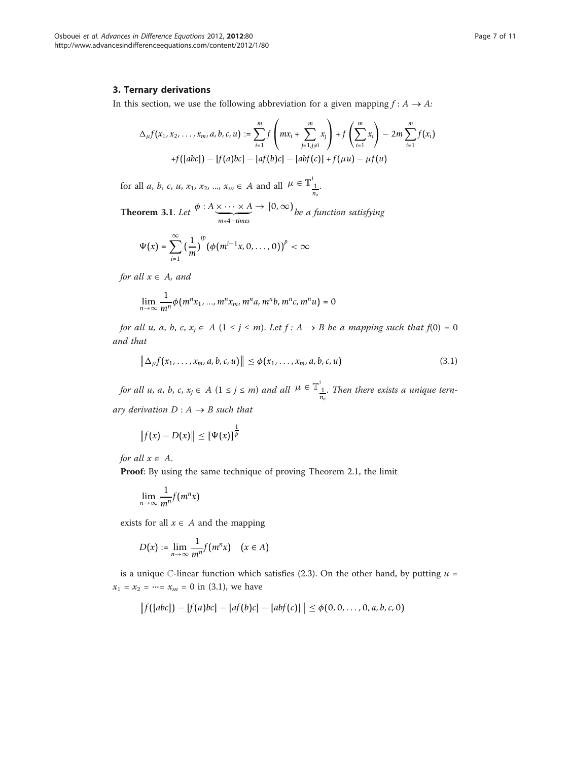## 3. Ternary derivations

In this section, we use the following abbreviation for a given mapping $f : A \to A$:

$$\Delta_\mu f(x_1, x_2, \ldots, x_m, a, b, c, u) := \sum_{i=1}^{m} f\left(mx_i + \sum_{j=1, j\neq i}^{m} x_j\right) + f\left(\sum_{i=1}^{m} x_i\right) - 2m \sum_{i=1}^{m} f(x_i)$$
$$+ f([abc]) - [f(a)bc] - [af(b)c] - [abf(c)] + f(\mu u) - \mu f(u)$$

for all $a, b, c, u, x_1, x_2, \ldots, x_m \in A$ and all $\mu \in \mathbb{T}^1_{\frac{1}{n_o}}$.

**Theorem 3.1**. *Let* $\phi : \underbrace{A \times \cdots \times A}_{m+4-times} \to [0, \infty)$ *be a function satisfying*

$$\Psi(x) = \sum_{i=1}^{\infty} \left(\frac{1}{m}\right)^{ip} \left(\phi(m^{i-1}x, 0, \ldots, 0)\right)^p < \infty$$

*for all* $x \in A$*, and*

$$\lim_{n\to\infty} \frac{1}{m^n} \phi(m^n x_1, \ldots, m^n x_m, m^n a, m^n b, m^n c, m^n u) = 0$$

*for all* $u, a, b, c, x_j \in A$ $(1 \le j \le m)$*. Let* $f : A \to B$ *be a mapping such that* $f(0) = 0$ *and that*

$$\left\| \Delta_\mu f(x_1, \ldots, x_m, a, b, c, u) \right\| \le \phi(x_1, \ldots, x_m, a, b, c, u) \tag{3.1}$$

*for all* $u, a, b, c, x_j \in A$ $(1 \le j \le m)$ *and all* $\mu \in \mathbb{T}^1_{\frac{1}{n_o}}$*. Then there exists a unique ternary derivation* $D : A \to B$ *such that*

$$\left\| f(x) - D(x) \right\| \le [\Psi(x)]^{\frac{1}{p}}$$

*for all* $x \in A$.

**Proof**: By using the same technique of proving Theorem 2.1, the limit

$$\lim_{n\to\infty} \frac{1}{m^n} f(m^n x)$$

exists for all $x \in A$ and the mapping

$$D(x) := \lim_{n\to\infty} \frac{1}{m^n} f(m^n x) \quad (x \in A)$$

is a unique $\mathbb{C}$-linear function which satisfies (2.3). On the other hand, by putting $u = x_1 = x_2 = \cdots = x_m = 0$ in (3.1), we have

$$\left\| f([abc]) - [f(a)bc] - [af(b)c] - [abf(c)] \right\| \le \phi(0, 0, \ldots, 0, a, b, c, 0)$$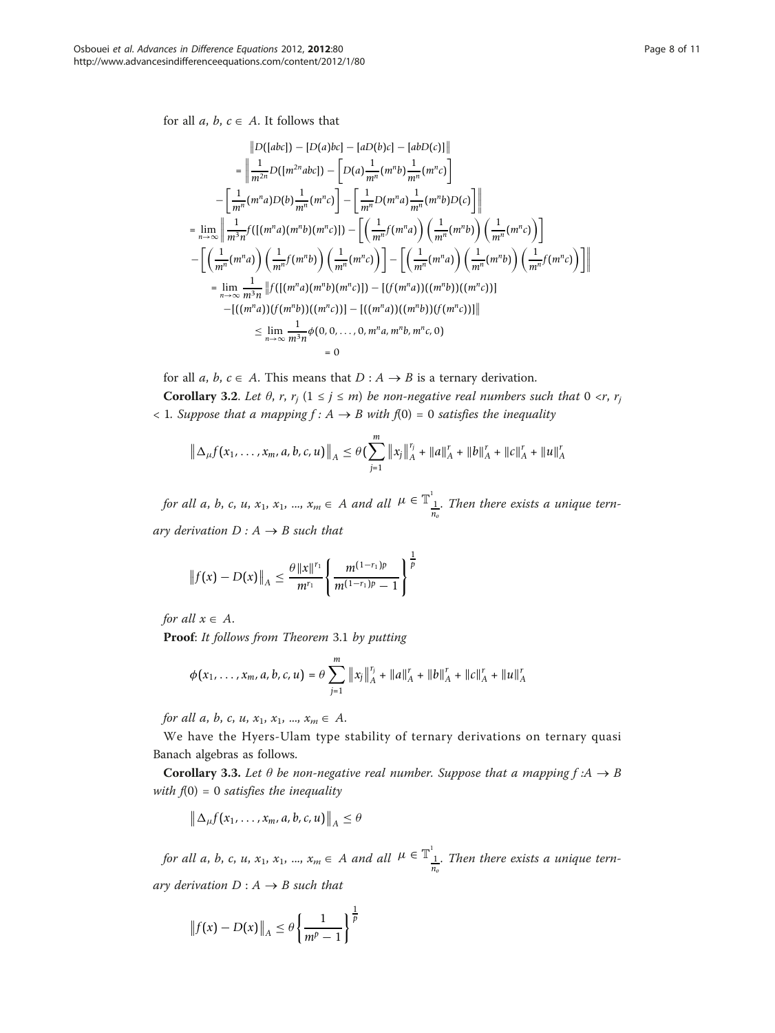for all $a, b, c \in A$. It follows that

$$
\begin{aligned}
&\left\| D([abc]) - [D(a)bc] - [aD(b)c] - [abD(c)] \right\| \\
&= \left\| \frac{1}{m^{2n}} D([m^{2n}abc]) - \left[ D(a)\frac{1}{m^n}(m^n b)\frac{1}{m^n}(m^n c) \right] \right. \\
&\quad \left. - \left[ \frac{1}{m^n}(m^n a)D(b)\frac{1}{m^n}(m^n c) \right] - \left[ \frac{1}{m^n}D(m^n a)\frac{1}{m^n}(m^n b)D(c) \right] \right\| \\
&= \lim_{n\to\infty} \left\| \frac{1}{m^3 n} f([(m^n a)(m^n b)(m^n c)]) - \left[ \left( \frac{1}{m^n} f(m^n a) \right) \left( \frac{1}{m^n}(m^n b) \right) \left( \frac{1}{m^n}(m^n c) \right) \right] \right. \\
&\quad \left. - \left[ \left( \frac{1}{m^n}(m^n a) \right) \left( \frac{1}{m^n} f(m^n b) \right) \left( \frac{1}{m^n}(m^n c) \right) \right] - \left[ \left( \frac{1}{m^n}(m^n a) \right) \left( \frac{1}{m^n}(m^n b) \right) \left( \frac{1}{m^n} f(m^n c) \right) \right] \right\| \\
&= \lim_{n\to\infty} \frac{1}{m^3 n} \left\| f([(m^n a)(m^n b)(m^n c)]) - [(f(m^n a))((m^n b))((m^n c))] \right. \\
&\quad \left. - [((m^n a))(f(m^n b))((m^n c))] - [((m^n a))((m^n b))(f(m^n c))] \right\| \\
&\leq \lim_{n\to\infty} \frac{1}{m^3 n} \phi(0, 0, \ldots, 0, m^n a, m^n b, m^n c, 0) \\
&= 0
\end{aligned}
$$

for all $a, b, c \in A$. This means that $D : A \to B$ is a ternary derivation.

**Corollary 3.2**. *Let $\theta$, $r$, $r_j$ ($1 \leq j \leq m$) be non-negative real numbers such that $0 < r, r_j < 1$. Suppose that a mapping $f : A \to B$ with $f(0) = 0$ satisfies the inequality*

$$
\left\| \Delta_\mu f(x_1, \ldots, x_m, a, b, c, u) \right\|_A \leq \theta \left( \sum_{j=1}^{m} \left\| x_j \right\|_A^{r_j} + \|a\|_A^r + \|b\|_A^r + \|c\|_A^r + \|u\|_A^r \right.
$$

*for all $a, b, c, u, x_1, x_1, \ldots, x_m \in A$ and all $\mu \in \mathbb{T}^1_{\frac{1}{n_o}}$. Then there exists a unique ternary derivation $D : A \to B$ such that*

$$
\left\| f(x) - D(x) \right\|_A \leq \frac{\theta \|x\|^{r_1}}{m^{r_1}} \left\{ \frac{m^{(1-r_1)p}}{m^{(1-r_1)p} - 1} \right\}^{\frac{1}{p}}
$$

*for all $x \in A$.*

**Proof**: *It follows from Theorem 3.1 by putting*

$$
\phi(x_1, \ldots, x_m, a, b, c, u) = \theta \sum_{j=1}^{m} \left\| x_j \right\|_A^{r_j} + \|a\|_A^r + \|b\|_A^r + \|c\|_A^r + \|u\|_A^r
$$

*for all $a, b, c, u, x_1, x_1, \ldots, x_m \in A$.*

We have the Hyers-Ulam type stability of ternary derivations on ternary quasi Banach algebras as follows.

**Corollary 3.3.** *Let $\theta$ be non-negative real number. Suppose that a mapping $f : A \to B$ with $f(0) = 0$ satisfies the inequality*

$$
\left\| \Delta_\mu f(x_1, \ldots, x_m, a, b, c, u) \right\|_A \leq \theta
$$

*for all $a, b, c, u, x_1, x_1, \ldots, x_m \in A$ and all $\mu \in \mathbb{T}^1_{\frac{1}{n_o}}$. Then there exists a unique ternary derivation $D : A \to B$ such that*

$$
\left\| f(x) - D(x) \right\|_A \leq \theta \left\{ \frac{1}{m^p - 1} \right\}^{\frac{1}{p}}
$$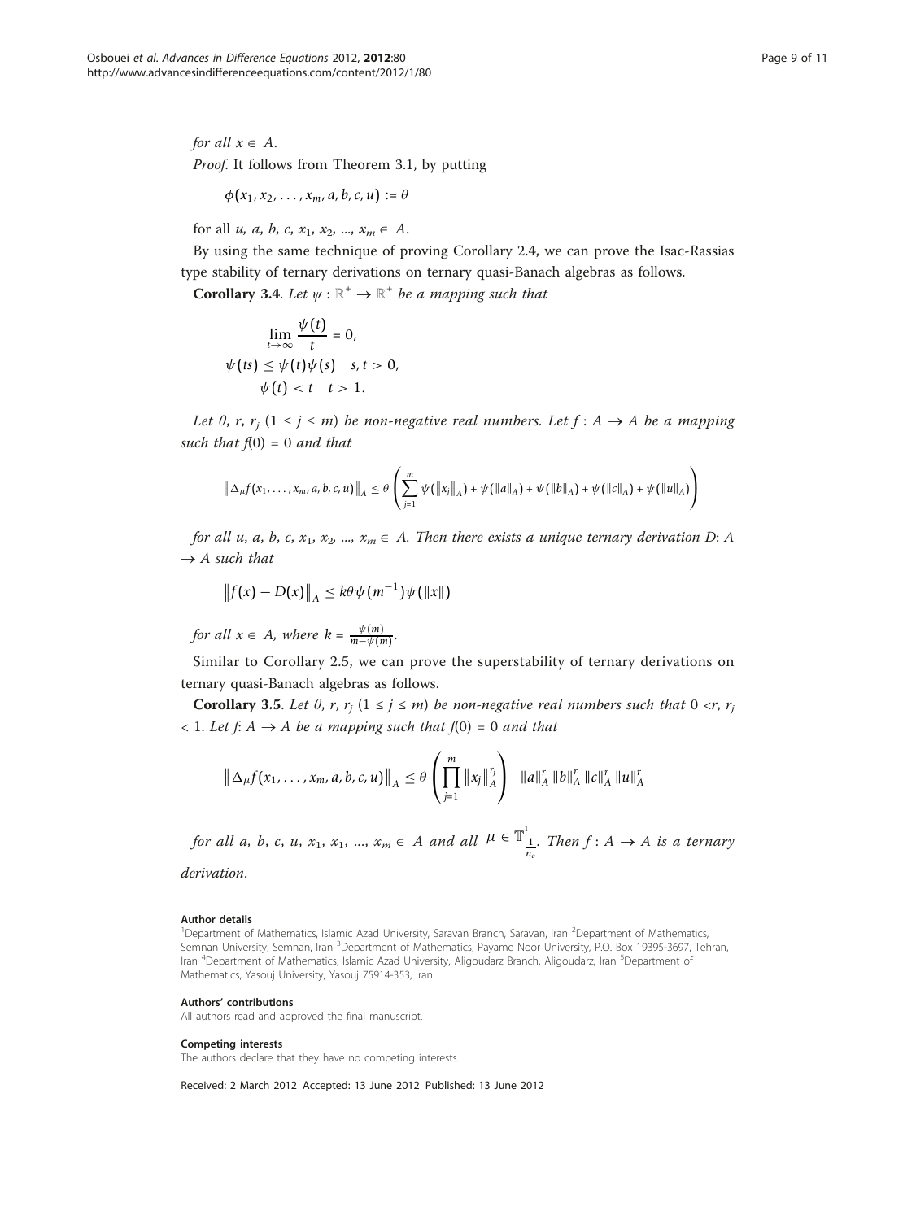*for all* $x \in A$.

*Proof*. It follows from Theorem 3.1, by putting

$$\phi(x_1, x_2, \ldots, x_m, a, b, c, u) := \theta$$

for all $u$, $a$, $b$, $c$, $x_1$, $x_2$, ..., $x_m \in A$.

By using the same technique of proving Corollary 2.4, we can prove the Isac-Rassias type stability of ternary derivations on ternary quasi-Banach algebras as follows.

**Corollary 3.4**. *Let* $\psi : \mathbb{R}^+ \to \mathbb{R}^+$ *be a mapping such that*

$$\lim_{t\to\infty} \frac{\psi(t)}{t} = 0,$$
$$\psi(ts) \le \psi(t)\psi(s) \quad s, t > 0,$$
$$\psi(t) < t \quad t > 1.$$

*Let* $\theta$, $r$, $r_j$ $(1 \le j \le m)$ *be non-negative real numbers. Let* $f : A \to A$ *be a mapping such that* $f(0) = 0$ *and that*

$$\left\| \Delta_\mu f(x_1, \ldots, x_m, a, b, c, u) \right\|_A \le \theta \left( \sum_{j=1}^{m} \psi(\|x_j\|_A) + \psi(\|a\|_A) + \psi(\|b\|_A) + \psi(\|c\|_A) + \psi(\|u\|_A) \right)$$

*for all* $u$, $a$, $b$, $c$, $x_1$, $x_2$, ..., $x_m \in A$. *Then there exists a unique ternary derivation* $D$: $A \to A$ *such that*

$$\left\| f(x) - D(x) \right\|_A \le k\theta\psi(m^{-1})\psi(\|x\|)$$

*for all* $x \in A$, *where* $k = \frac{\psi(m)}{m-\psi(m)}$.

Similar to Corollary 2.5, we can prove the superstability of ternary derivations on ternary quasi-Banach algebras as follows.

**Corollary 3.5**. *Let* $\theta$, $r$, $r_j$ $(1 \le j \le m)$ *be non-negative real numbers such that* $0 < r$, $r_j < 1$. *Let* $f$: $A \to A$ *be a mapping such that* $f(0) = 0$ *and that*

$$\left\| \Delta_\mu f(x_1, \ldots, x_m, a, b, c, u) \right\|_A \le \theta \left( \prod_{j=1}^{m} \|x_j\|_A^{r_j} \right) \quad \|a\|_A^r \, \|b\|_A^r \, \|c\|_A^r \, \|u\|_A^r$$

*for all* $a$, $b$, $c$, $u$, $x_1$, $x_1$, ..., $x_m \in A$ *and all* $\mu \in \mathbb{T}^1_{\frac{1}{n_o}}$. *Then* $f : A \to A$ *is a ternary derivation.*

#### Author details

[1]Department of Mathematics, Islamic Azad University, Saravan Branch, Saravan, Iran [2]Department of Mathematics, Semnan University, Semnan, Iran [3]Department of Mathematics, Payame Noor University, P.O. Box 19395-3697, Tehran, Iran [4]Department of Mathematics, Islamic Azad University, Aligoudarz Branch, Aligoudarz, Iran [5]Department of Mathematics, Yasouj University, Yasouj 75914-353, Iran

#### Authors' contributions

All authors read and approved the final manuscript.

#### Competing interests

The authors declare that they have no competing interests.

Received: 2 March 2012 Accepted: 13 June 2012 Published: 13 June 2012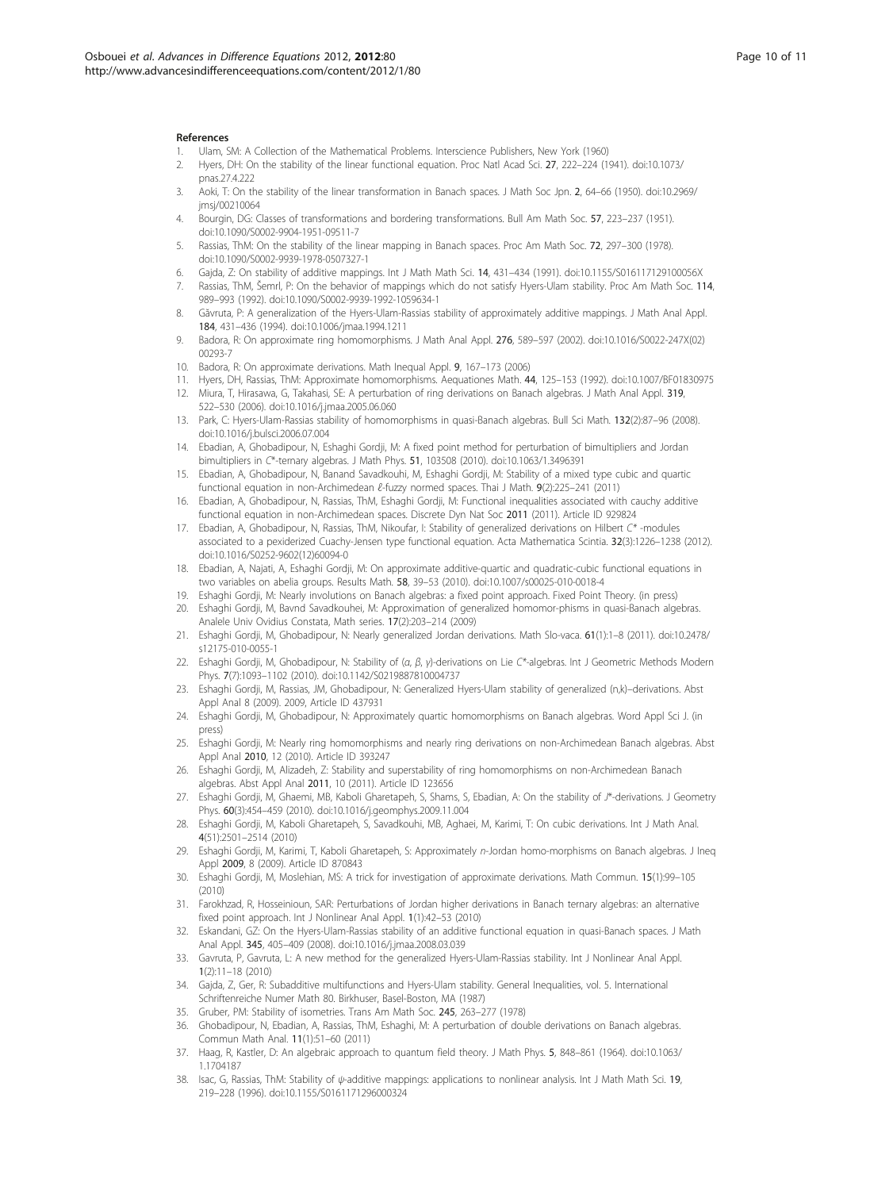## References

1. Ulam, SM: A Collection of the Mathematical Problems. Interscience Publishers, New York (1960)
2. Hyers, DH: On the stability of the linear functional equation. Proc Natl Acad Sci. **27**, 222–224 (1941). doi:10.1073/pnas.27.4.222
3. Aoki, T: On the stability of the linear transformation in Banach spaces. J Math Soc Jpn. **2**, 64–66 (1950). doi:10.2969/jmsj/00210064
4. Bourgin, DG: Classes of transformations and bordering transformations. Bull Am Math Soc. **57**, 223–237 (1951). doi:10.1090/S0002-9904-1951-09511-7
5. Rassias, ThM: On the stability of the linear mapping in Banach spaces. Proc Am Math Soc. **72**, 297–300 (1978). doi:10.1090/S0002-9939-1978-0507327-1
6. Gajda, Z: On stability of additive mappings. Int J Math Math Sci. **14**, 431–434 (1991). doi:10.1155/S016117129100056X
7. Rassias, ThM, Šemrl, P: On the behavior of mappings which do not satisfy Hyers-Ulam stability. Proc Am Math Soc. **114**, 989–993 (1992). doi:10.1090/S0002-9939-1992-1059634-1
8. Găvruta, P: A generalization of the Hyers-Ulam-Rassias stability of approximately additive mappings. J Math Anal Appl. **184**, 431–436 (1994). doi:10.1006/jmaa.1994.1211
9. Badora, R: On approximate ring homomorphisms. J Math Anal Appl. **276**, 589–597 (2002). doi:10.1016/S0022-247X(02)00293-7
10. Badora, R: On approximate derivations. Math Inequal Appl. **9**, 167–173 (2006)
11. Hyers, DH, Rassias, ThM: Approximate homomorphisms. Aequationes Math. **44**, 125–153 (1992). doi:10.1007/BF01830975
12. Miura, T, Hirasawa, G, Takahasi, SE: A perturbation of ring derivations on Banach algebras. J Math Anal Appl. **319**, 522–530 (2006). doi:10.1016/j.jmaa.2005.06.060
13. Park, C: Hyers-Ulam-Rassias stability of homomorphisms in quasi-Banach algebras. Bull Sci Math. **132**(2):87–96 (2008). doi:10.1016/j.bulsci.2006.07.004
14. Ebadian, A, Ghobadipour, N, Eshaghi Gordji, M: A fixed point method for perturbation of bimultipliers and Jordan bimultipliers in $C^*$-ternary algebras. J Math Phys. **51**, 103508 (2010). doi:10.1063/1.3496391
15. Ebadian, A, Ghobadipour, N, Banand Savadkouhi, M, Eshaghi Gordji, M: Stability of a mixed type cubic and quartic functional equation in non-Archimedean $\ell$-fuzzy normed spaces. Thai J Math. **9**(2):225–241 (2011)
16. Ebadian, A, Ghobadipour, N, Rassias, ThM, Eshaghi Gordji, M: Functional inequalities associated with cauchy additive functional equation in non-Archimedean spaces. Discrete Dyn Nat Soc **2011** (2011). Article ID 929824
17. Ebadian, A, Ghobadipour, N, Rassias, ThM, Nikoufar, I: Stability of generalized derivations on Hilbert $C^*$ -modules associated to a pexiderized Cuachy-Jensen type functional equation. Acta Mathematica Scintia. **32**(3):1226–1238 (2012). doi:10.1016/S0252-9602(12)60094-0
18. Ebadian, A, Najati, A, Eshaghi Gordji, M: On approximate additive-quartic and quadratic-cubic functional equations in two variables on abelia groups. Results Math. **58**, 39–53 (2010). doi:10.1007/s00025-010-0018-4
19. Eshaghi Gordji, M: Nearly involutions on Banach algebras: a fixed point approach. Fixed Point Theory. (in press)
20. Eshaghi Gordji, M, Bavnd Savadkouhei, M: Approximation of generalized homomor-phisms in quasi-Banach algebras. Analele Univ Ovidius Constata, Math series. **17**(2):203–214 (2009)
21. Eshaghi Gordji, M, Ghobadipour, N: Nearly generalized Jordan derivations. Math Slo-vaca. **61**(1):1–8 (2011). doi:10.2478/s12175-010-0055-1
22. Eshaghi Gordji, M, Ghobadipour, N: Stability of ($\alpha$, $\beta$, $\gamma$)-derivations on Lie $C^*$-algebras. Int J Geometric Methods Modern Phys. **7**(7):1093–1102 (2010). doi:10.1142/S0219887810004737
23. Eshaghi Gordji, M, Rassias, JM, Ghobadipour, N: Generalized Hyers-Ulam stability of generalized (n,k)–derivations. Abst Appl Anal 8 (2009). 2009, Article ID 437931
24. Eshaghi Gordji, M, Ghobadipour, N: Approximately quartic homomorphisms on Banach algebras. Word Appl Sci J. (in press)
25. Eshaghi Gordji, M: Nearly ring homomorphisms and nearly ring derivations on non-Archimedean Banach algebras. Abst Appl Anal **2010**, 12 (2010). Article ID 393247
26. Eshaghi Gordji, M, Alizadeh, Z: Stability and superstability of ring homomorphisms on non-Archimedean Banach algebras. Abst Appl Anal **2011**, 10 (2011). Article ID 123656
27. Eshaghi Gordji, M, Ghaemi, MB, Kaboli Gharetapeh, S, Shams, S, Ebadian, A: On the stability of $J^*$-derivations. J Geometry Phys. **60**(3):454–459 (2010). doi:10.1016/j.geomphys.2009.11.004
28. Eshaghi Gordji, M, Kaboli Gharetapeh, S, Savadkouhi, MB, Aghaei, M, Karimi, T: On cubic derivations. Int J Math Anal. **4**(51):2501–2514 (2010)
29. Eshaghi Gordji, M, Karimi, T, Kaboli Gharetapeh, S: Approximately $n$-Jordan homo-morphisms on Banach algebras. J Ineq Appl **2009**, 8 (2009). Article ID 870843
30. Eshaghi Gordji, M, Moslehian, MS: A trick for investigation of approximate derivations. Math Commun. **15**(1):99–105 (2010)
31. Farokhzad, R, Hosseinioun, SAR: Perturbations of Jordan higher derivations in Banach ternary algebras: an alternative fixed point approach. Int J Nonlinear Anal Appl. **1**(1):42–53 (2010)
32. Eskandani, GZ: On the Hyers-Ulam-Rassias stability of an additive functional equation in quasi-Banach spaces. J Math Anal Appl. **345**, 405–409 (2008). doi:10.1016/j.jmaa.2008.03.039
33. Gavruta, P, Gavruta, L: A new method for the generalized Hyers-Ulam-Rassias stability. Int J Nonlinear Anal Appl. **1**(2):11–18 (2010)
34. Gajda, Z, Ger, R: Subadditive multifunctions and Hyers-Ulam stability. General Inequalities, vol. 5. International Schriftenreiche Numer Math 80. Birkhuser, Basel-Boston, MA (1987)
35. Gruber, PM: Stability of isometries. Trans Am Math Soc. **245**, 263–277 (1978)
36. Ghobadipour, N, Ebadian, A, Rassias, ThM, Eshaghi, M: A perturbation of double derivations on Banach algebras. Commun Math Anal. **11**(1):51–60 (2011)
37. Haag, R, Kastler, D: An algebraic approach to quantum field theory. J Math Phys. **5**, 848–861 (1964). doi:10.1063/1.1704187
38. Isac, G, Rassias, ThM: Stability of $\psi$-additive mappings: applications to nonlinear analysis. Int J Math Math Sci. **19**, 219–228 (1996). doi:10.1155/S0161171296000324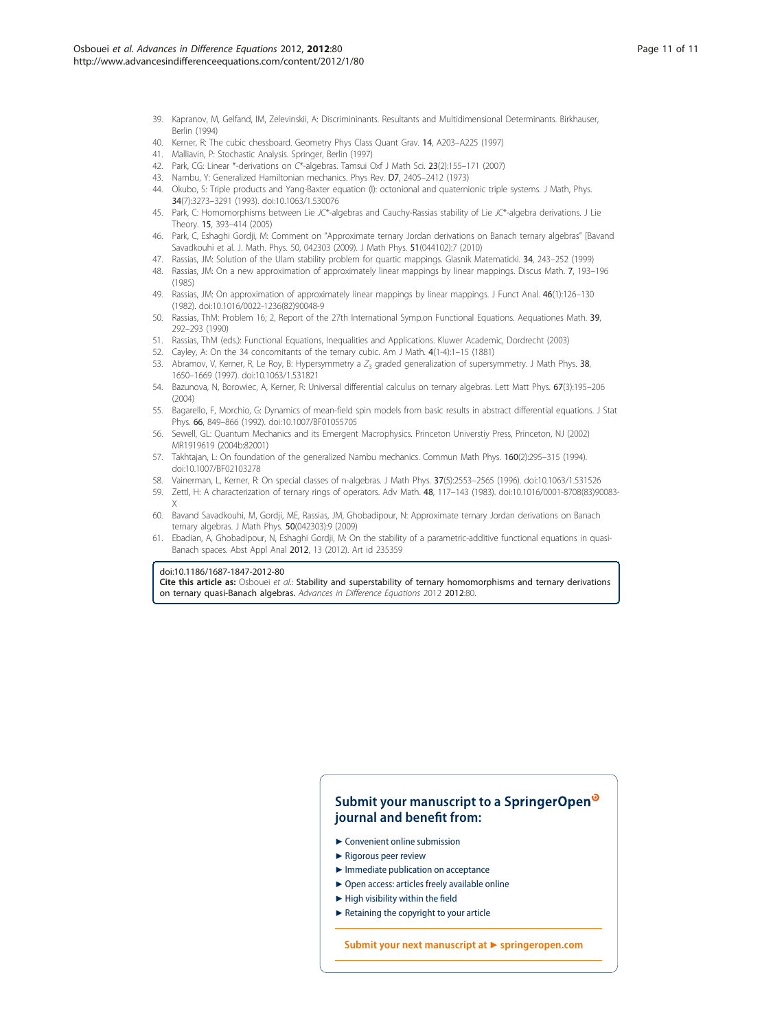39. Kapranov, M, Gelfand, IM, Zelevinskii, A: Discrimininants. Resultants and Multidimensional Determinants. Birkhauser, Berlin (1994)
40. Kerner, R: The cubic chessboard. Geometry Phys Class Quant Grav. **14**, A203–A225 (1997)
41. Malliavin, P: Stochastic Analysis. Springer, Berlin (1997)
42. Park, CG: Linear *-derivations on $C^*$-algebras. Tamsui Oxf J Math Sci. **23**(2):155–171 (2007)
43. Nambu, Y: Generalized Hamiltonian mechanics. Phys Rev. **D7**, 2405–2412 (1973)
44. Okubo, S: Triple products and Yang-Baxter equation (I): octonional and quaternionic triple systems. J Math, Phys. **34**(7):3273–3291 (1993). doi:10.1063/1.530076
45. Park, C: Homomorphisms between Lie $JC^*$-algebras and Cauchy-Rassias stability of Lie $JC^*$-algebra derivations. J Lie Theory. **15**, 393–414 (2005)
46. Park, C, Eshaghi Gordji, M: Comment on "Approximate ternary Jordan derivations on Banach ternary algebras" [Bavand Savadkouhi et al. J. Math. Phys. 50, 042303 (2009). J Math Phys. **51**(044102):7 (2010)
47. Rassias, JM: Solution of the Ulam stability problem for quartic mappings. Glasnik Matematicki. **34**, 243–252 (1999)
48. Rassias, JM: On a new approximation of approximately linear mappings by linear mappings. Discus Math. **7**, 193–196 (1985)
49. Rassias, JM: On approximation of approximately linear mappings by linear mappings. J Funct Anal. **46**(1):126–130 (1982). doi:10.1016/0022-1236(82)90048-9
50. Rassias, ThM: Problem 16; 2, Report of the 27th International Symp.on Functional Equations. Aequationes Math. **39**, 292–293 (1990)
51. Rassias, ThM (eds.): Functional Equations, Inequalities and Applications. Kluwer Academic, Dordrecht (2003)
52. Cayley, A: On the 34 concomitants of the ternary cubic. Am J Math. **4**(1-4):1–15 (1881)
53. Abramov, V, Kerner, R, Le Roy, B: Hypersymmetry a $Z_3$ graded generalization of supersymmetry. J Math Phys. **38**, 1650–1669 (1997). doi:10.1063/1.531821
54. Bazunova, N, Borowiec, A, Kerner, R: Universal differential calculus on ternary algebras. Lett Matt Phys. **67**(3):195–206 (2004)
55. Bagarello, F, Morchio, G: Dynamics of mean-field spin models from basic results in abstract differential equations. J Stat Phys. **66**, 849–866 (1992). doi:10.1007/BF01055705
56. Sewell, GL: Quantum Mechanics and its Emergent Macrophysics. Princeton Universtiy Press, Princeton, NJ (2002) MR1919619 (2004b:82001)
57. Takhtajan, L: On foundation of the generalized Nambu mechanics. Commun Math Phys. **160**(2):295–315 (1994). doi:10.1007/BF02103278
58. Vainerman, L, Kerner, R: On special classes of n-algebras. J Math Phys. **37**(5):2553–2565 (1996). doi:10.1063/1.531526
59. Zettl, H: A characterization of ternary rings of operators. Adv Math. **48**, 117–143 (1983). doi:10.1016/0001-8708(83)90083-X
60. Bavand Savadkouhi, M, Gordji, ME, Rassias, JM, Ghobadipour, N: Approximate ternary Jordan derivations on Banach ternary algebras. J Math Phys. **50**(042303):9 (2009)
61. Ebadian, A, Ghobadipour, N, Eshaghi Gordji, M: On the stability of a parametric-additive functional equations in quasi-Banach spaces. Abst Appl Anal **2012**, 13 (2012). Art id 235359

doi:10.1186/1687-1847-2012-80

**Cite this article as:** Osbouei *et al.*: Stability and superstability of ternary homomorphisms and ternary derivations on ternary quasi-Banach algebras. *Advances in Difference Equations* 2012 **2012**:80.

**Submit your manuscript to a SpringerOpen journal and benefit from:**

- ► Convenient online submission
- ► Rigorous peer review
- ► Immediate publication on acceptance
- ► Open access: articles freely available online
- ► High visibility within the field
- ► Retaining the copyright to your article

**Submit your next manuscript at ► springeropen.com**